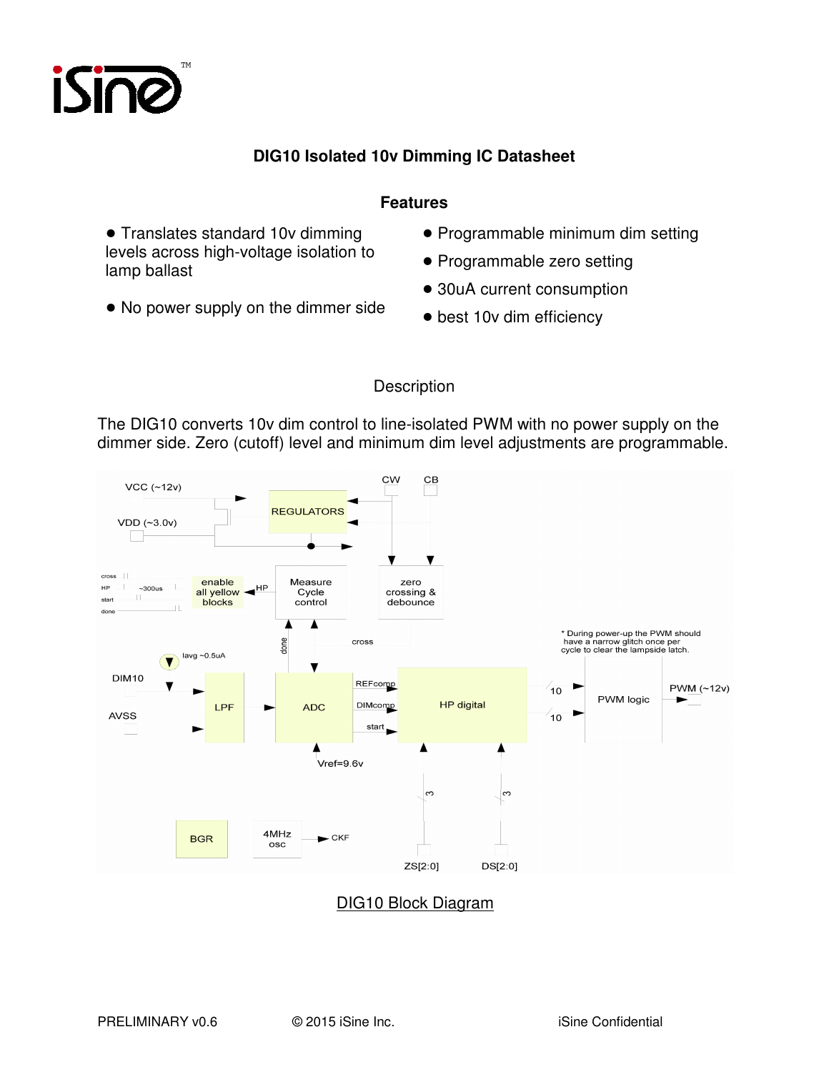# DIG10 Isolated 10v Dimming IC Datasheet

## Features

- Translates standard 10v dimming levels across high-voltage isolation to lamp ballast
- No power supply on the dimmer side
- Programmable minimum dim setting
- Programmable zero setting
- 30uA current consumption
- best 10v dim efficiency

## Description

The DIG10 converts 10v dim control to line-isolated PWM with no power supply on the dimmer side. Zero (cutoff) level and minimum dim level adjustments are programmable.

DIG10 Block Diagram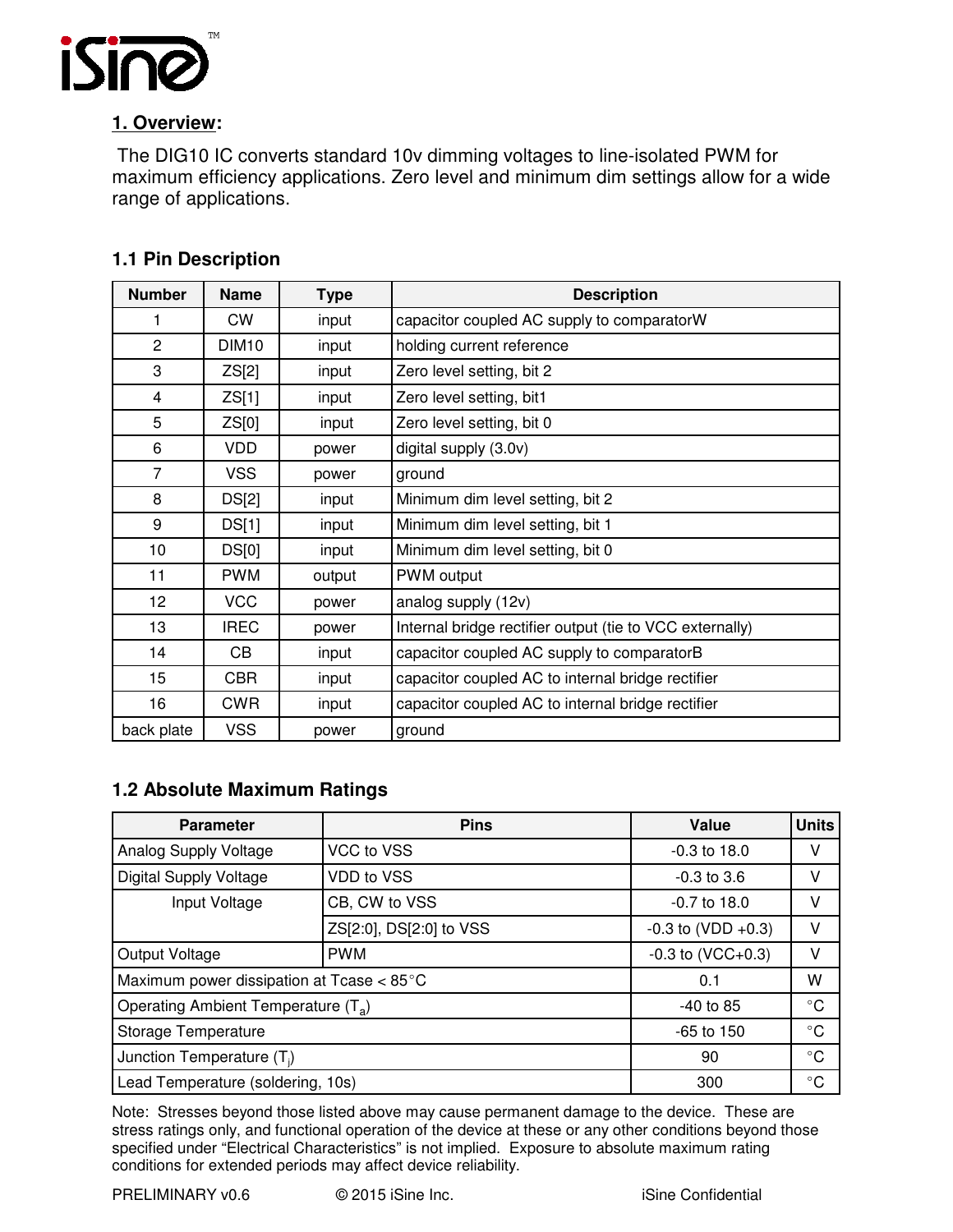## 1. Overview:

The DIG10 IC converts standard 10v dimming voltages to line-isolated PWM for maximum efficiency applications. Zero level and minimum dim settings allow for a wide range of applications.

### 1.1 Pin Description

| Number | Name | Type | Description |
|---|---|---|---|
| 1 | CW | input | capacitor coupled AC supply to comparatorW |
| 2 | DIM10 | input | holding current reference |
| 3 | ZS[2] | input | Zero level setting, bit 2 |
| 4 | ZS[1] | input | Zero level setting, bit1 |
| 5 | ZS[0] | input | Zero level setting, bit 0 |
| 6 | VDD | power | digital supply (3.0v) |
| 7 | VSS | power | ground |
| 8 | DS[2] | input | Minimum dim level setting, bit 2 |
| 9 | DS[1] | input | Minimum dim level setting, bit 1 |
| 10 | DS[0] | input | Minimum dim level setting, bit 0 |
| 11 | PWM | output | PWM output |
| 12 | VCC | power | analog supply (12v) |
| 13 | IREC | power | Internal bridge rectifier output (tie to VCC externally) |
| 14 | CB | input | capacitor coupled AC supply to comparatorB |
| 15 | CBR | input | capacitor coupled AC to internal bridge rectifier |
| 16 | CWR | input | capacitor coupled AC to internal bridge rectifier |
| back plate | VSS | power | ground |

### 1.2 Absolute Maximum Ratings

| Parameter | Pins | Value | Units |
|---|---|---|---|
| Analog Supply Voltage | VCC to VSS | -0.3 to 18.0 | V |
| Digital Supply Voltage | VDD to VSS | -0.3 to 3.6 | V |
| Input Voltage | CB, CW to VSS | -0.7 to 18.0 | V |
| | ZS[2:0], DS[2:0] to VSS | -0.3 to (VDD +0.3) | V |
| Output Voltage | PWM | -0.3 to (VCC+0.3) | V |
| Maximum power dissipation at Tcase < 85°C | | 0.1 | W |
| Operating Ambient Temperature ($T_a$) | | -40 to 85 | °C |
| Storage Temperature | | -65 to 150 | °C |
| Junction Temperature ($T_j$) | | 90 | °C |
| Lead Temperature (soldering, 10s) | | 300 | °C |

Note: Stresses beyond those listed above may cause permanent damage to the device. These are stress ratings only, and functional operation of the device at these or any other conditions beyond those specified under "Electrical Characteristics" is not implied. Exposure to absolute maximum rating conditions for extended periods may affect device reliability.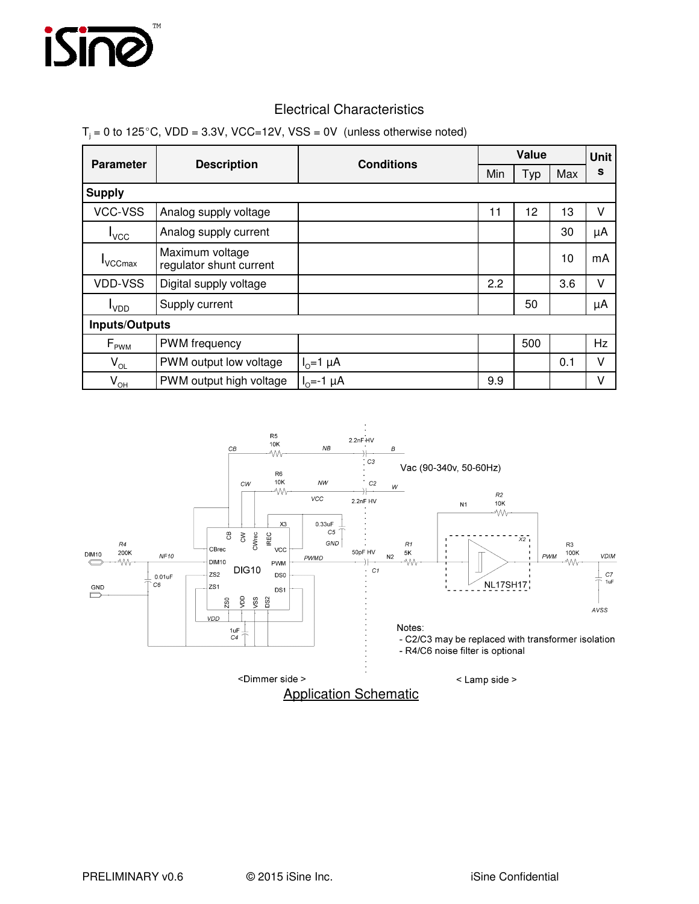## Electrical Characteristics

$T_j$ = 0 to 125°C, VDD = 3.3V, VCC=12V, VSS = 0V (unless otherwise noted)

| Parameter | Description | Conditions | Value | | | Units |
|---|---|---|---|---|---|---|
| | | | Min | Typ | Max | |
| **Supply** | | | | | | |
| VCC-VSS | Analog supply voltage | | 11 | 12 | 13 | V |
| $I_{VCC}$ | Analog supply current | | | | 30 | µA |
| $I_{VCCmax}$ | Maximum voltage regulator shunt current | | | | 10 | mA |
| VDD-VSS | Digital supply voltage | | 2.2 | | 3.6 | V |
| $I_{VDD}$ | Supply current | | | 50 | | µA |
| **Inputs/Outputs** | | | | | | |
| $F_{PWM}$ | PWM frequency | | | 500 | | Hz |
| $V_{OL}$ | PWM output low voltage | $I_O$=1 µA | | | 0.1 | V |
| $V_{OH}$ | PWM output high voltage | $I_O$=-1 µA | 9.9 | | | V |

Vac (90-340v, 50-60Hz)

Notes:
- C2/C3 may be replaced with transformer isolation
- R4/C6 noise filter is optional

<Dimmer side > < Lamp side >

Application Schematic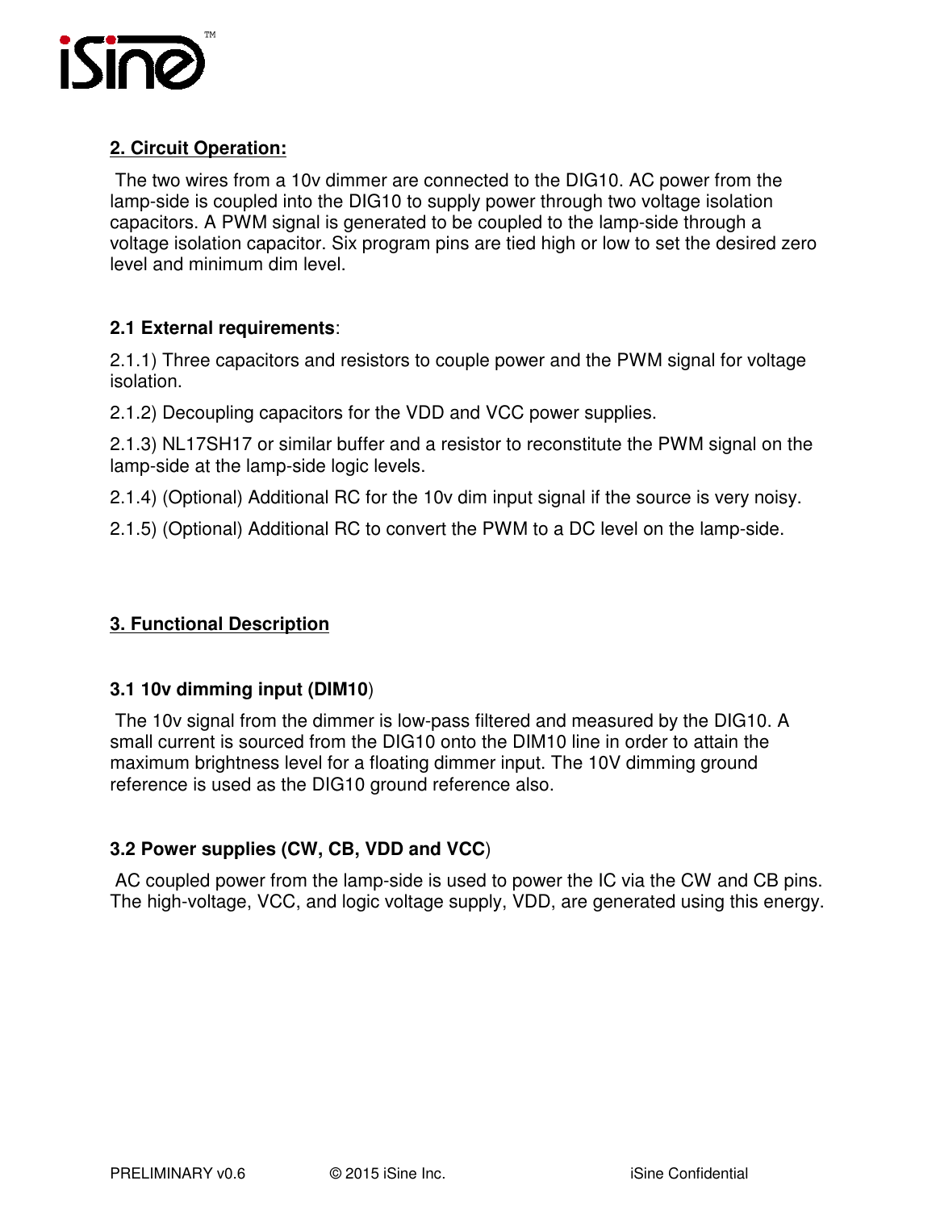## 2. Circuit Operation:

The two wires from a 10v dimmer are connected to the DIG10. AC power from the lamp-side is coupled into the DIG10 to supply power through two voltage isolation capacitors. A PWM signal is generated to be coupled to the lamp-side through a voltage isolation capacitor. Six program pins are tied high or low to set the desired zero level and minimum dim level.

### 2.1 External requirements:

2.1.1) Three capacitors and resistors to couple power and the PWM signal for voltage isolation.

2.1.2) Decoupling capacitors for the VDD and VCC power supplies.

2.1.3) NL17SH17 or similar buffer and a resistor to reconstitute the PWM signal on the lamp-side at the lamp-side logic levels.

2.1.4) (Optional) Additional RC for the 10v dim input signal if the source is very noisy.

2.1.5) (Optional) Additional RC to convert the PWM to a DC level on the lamp-side.

## 3. Functional Description

### 3.1 10v dimming input (DIM10)

The 10v signal from the dimmer is low-pass filtered and measured by the DIG10. A small current is sourced from the DIG10 onto the DIM10 line in order to attain the maximum brightness level for a floating dimmer input. The 10V dimming ground reference is used as the DIG10 ground reference also.

### 3.2 Power supplies (CW, CB, VDD and VCC)

AC coupled power from the lamp-side is used to power the IC via the CW and CB pins. The high-voltage, VCC, and logic voltage supply, VDD, are generated using this energy.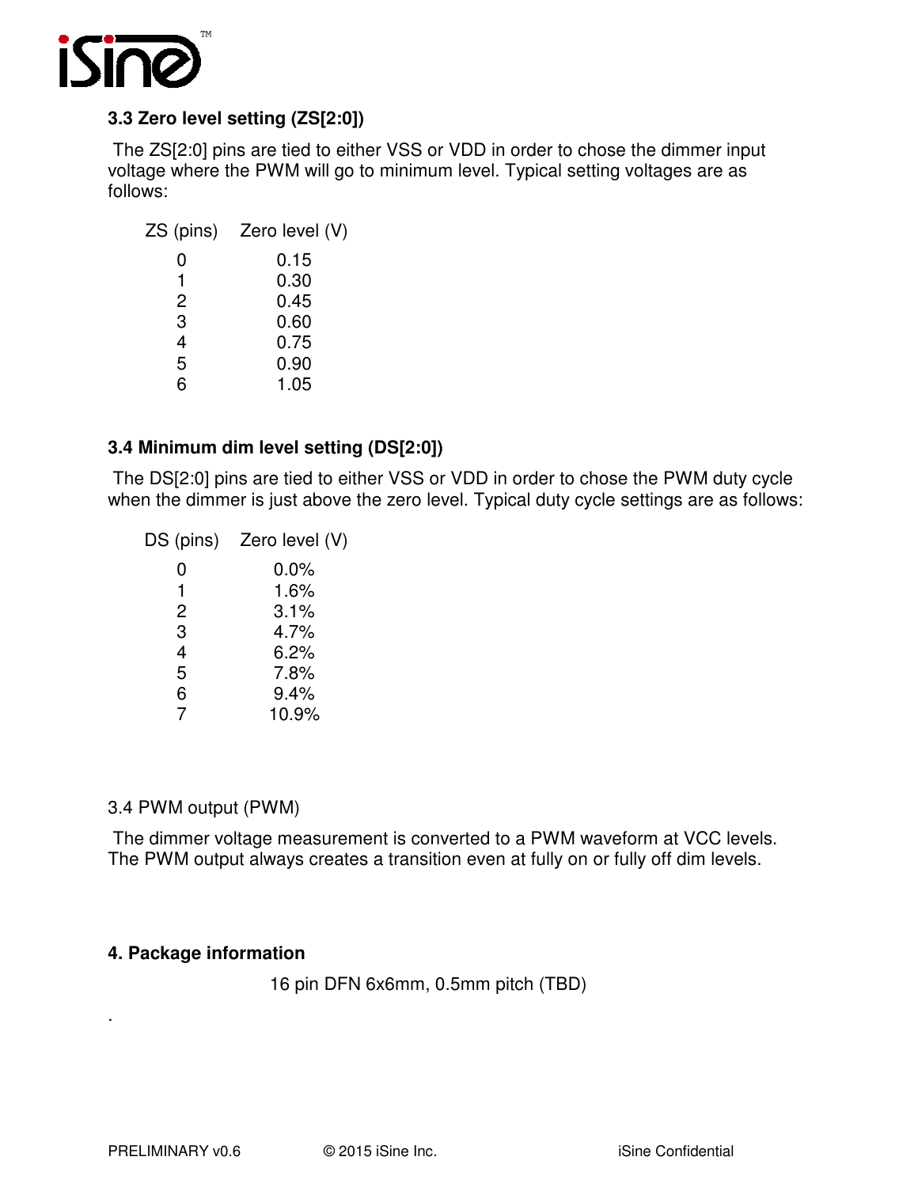### 3.3 Zero level setting (ZS[2:0])

The ZS[2:0] pins are tied to either VSS or VDD in order to chose the dimmer input voltage where the PWM will go to minimum level. Typical setting voltages are as follows:

| ZS (pins) | Zero level (V) |
|---|---|
| 0 | 0.15 |
| 1 | 0.30 |
| 2 | 0.45 |
| 3 | 0.60 |
| 4 | 0.75 |
| 5 | 0.90 |
| 6 | 1.05 |

### 3.4 Minimum dim level setting (DS[2:0])

The DS[2:0] pins are tied to either VSS or VDD in order to chose the PWM duty cycle when the dimmer is just above the zero level. Typical duty cycle settings are as follows:

| DS (pins) | Zero level (V) |
|---|---|
| 0 | 0.0% |
| 1 | 1.6% |
| 2 | 3.1% |
| 3 | 4.7% |
| 4 | 6.2% |
| 5 | 7.8% |
| 6 | 9.4% |
| 7 | 10.9% |

3.4 PWM output (PWM)

The dimmer voltage measurement is converted to a PWM waveform at VCC levels. The PWM output always creates a transition even at fully on or fully off dim levels.

### 4. Package information

16 pin DFN 6x6mm, 0.5mm pitch (TBD)

.